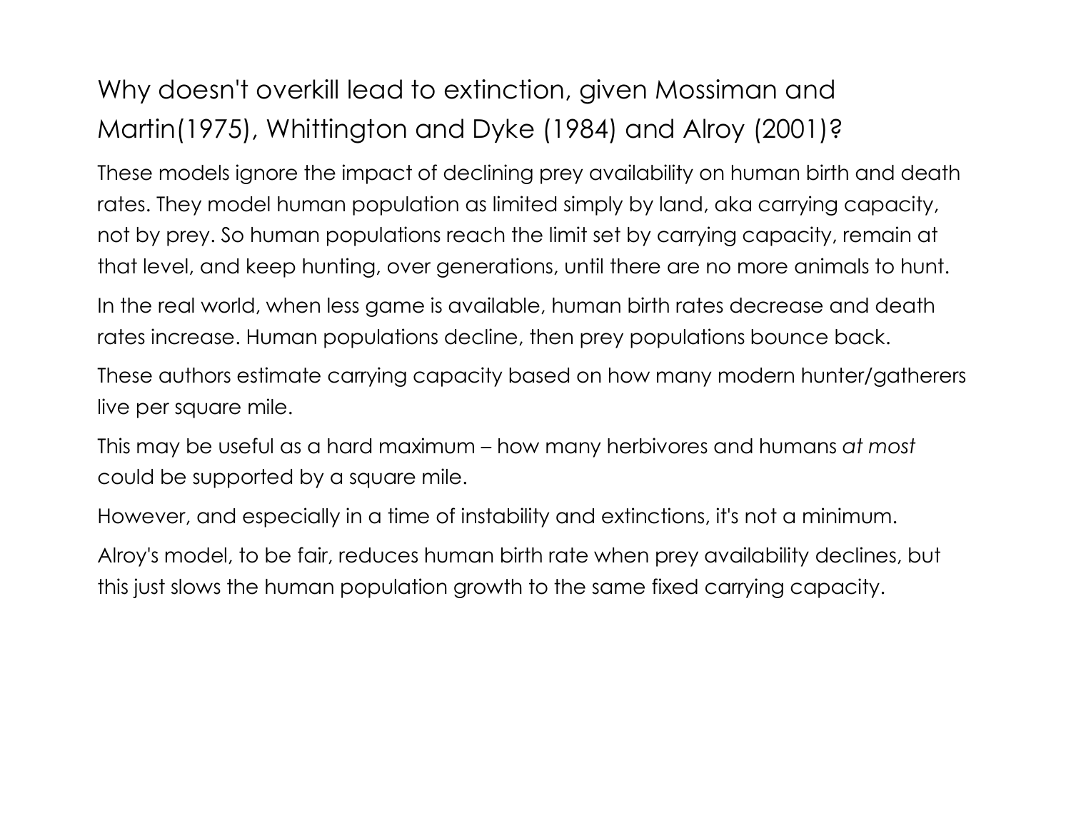# Why doesn't overkill lead to extinction, given Mossiman and Martin(1975), Whittington and Dyke (1984) and Alroy (2001)?

These models ignore the impact of declining prey availability on human birth and death rates. They model human population as limited simply by land, aka carrying capacity, not by prey. So human populations reach the limit set by carrying capacity, remain at that level, and keep hunting, over generations, until there are no more animals to hunt.

In the real world, when less game is available, human birth rates decrease and death rates increase. Human populations decline, then prey populations bounce back.

These authors estimate carrying capacity based on how many modern hunter/gatherers live per square mile.

This may be useful as a hard maximum – how many herbivores and humans *at most* could be supported by a square mile.

However, and especially in a time of instability and extinctions, it's not a minimum.

Alroy's model, to be fair, reduces human birth rate when prey availability declines, but this just slows the human population growth to the same fixed carrying capacity.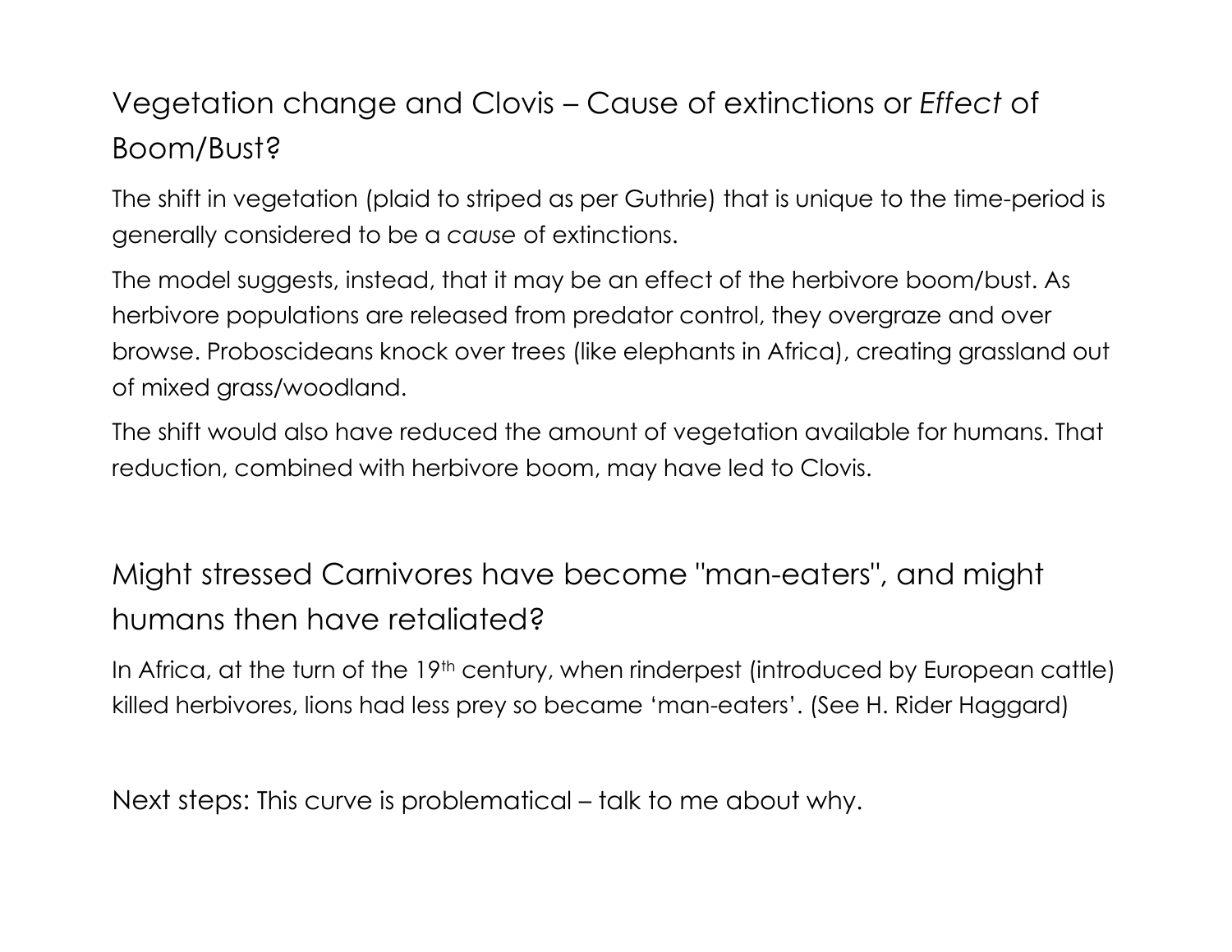## Vegetation change and Clovis – Cause of extinctions or *Effect* of Boom/Bust?

The shift in vegetation (plaid to striped as per Guthrie) that is unique to the time-period is generally considered to be a *cause* of extinctions.

The model suggests, instead, that it may be an effect of the herbivore boom/bust. As herbivore populations are released from predator control, they overgraze and over browse. Proboscideans knock over trees (like elephants in Africa), creating grassland out of mixed grass/woodland.

The shift would also have reduced the amount of vegetation available for humans. That reduction, combined with herbivore boom, may have led to Clovis.

## Might stressed Carnivores have become "man-eaters", and might humans then have retaliated?

In Africa, at the turn of the 19th century, when rinderpest (introduced by European cattle) killed herbivores, lions had less prey so became 'man-eaters'. (See H. Rider Haggard)

Next steps: This curve is problematical – talk to me about why.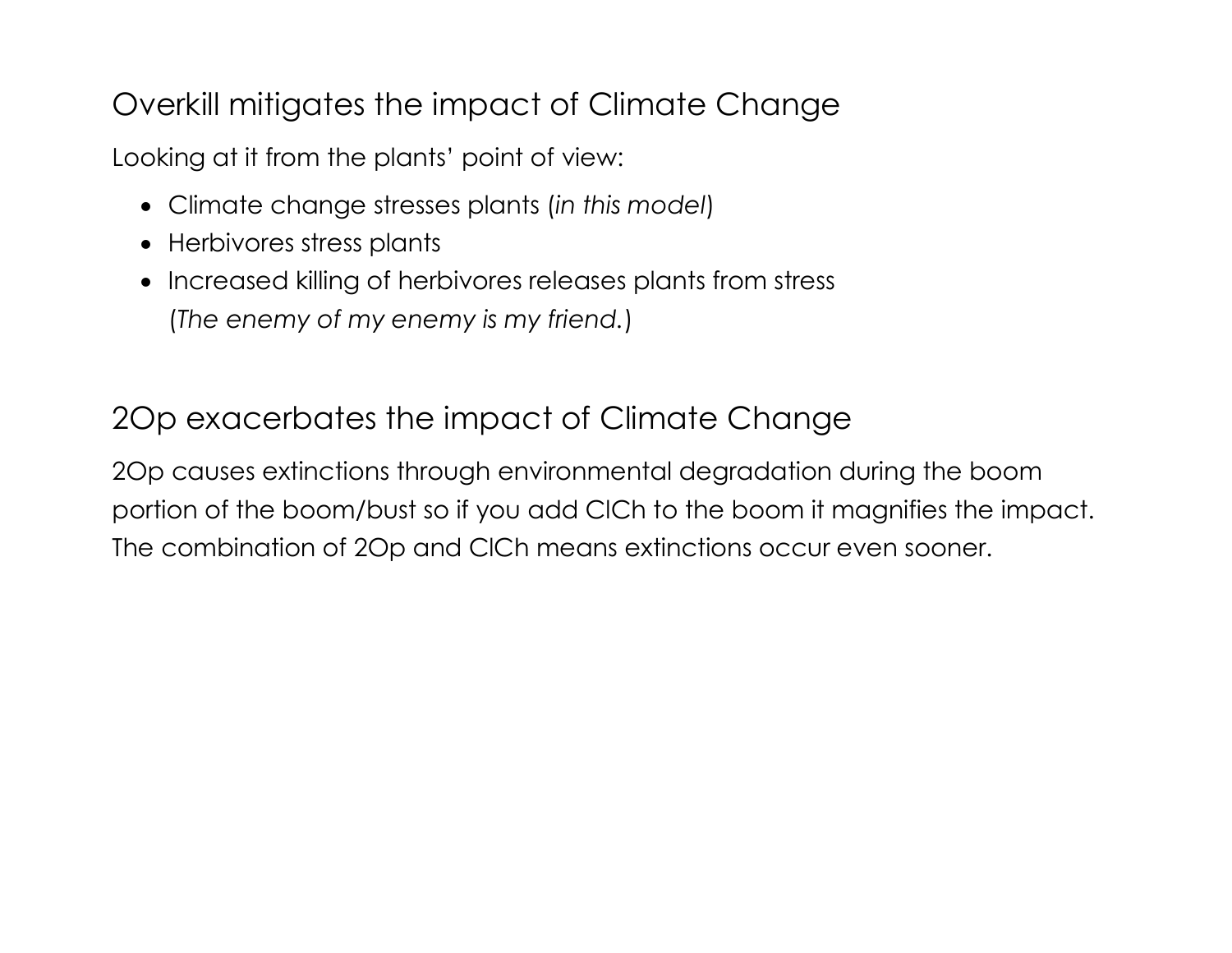## Overkill mitigates the impact of Climate Change

Looking at it from the plants' point of view:

- Climate change stresses plants (*in this model*)
- Herbivores stress plants
- Increased killing of herbivores releases plants from stress (*The enemy of my enemy is my friend.*)

## 2Op exacerbates the impact of Climate Change

2Op causes extinctions through environmental degradation during the boom portion of the boom/bust so if you add ClCh to the boom it magnifies the impact. The combination of 2Op and ClCh means extinctions occur even sooner.